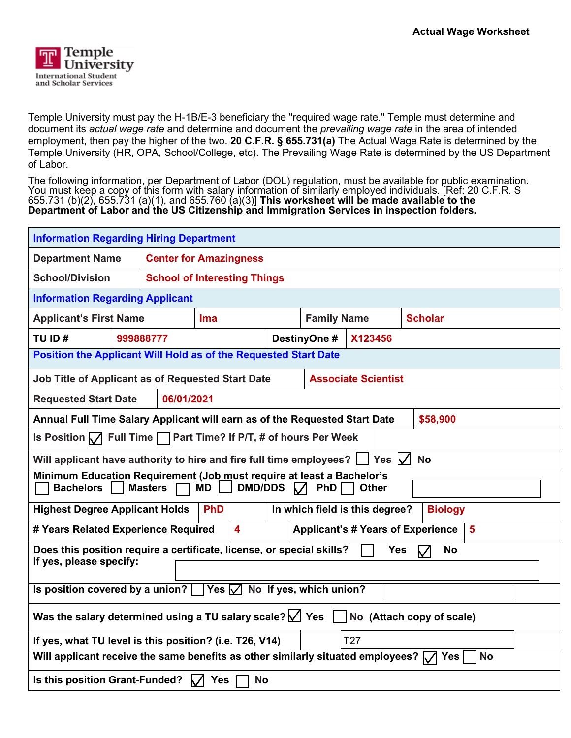**Actual Wage Worksheet**

Temple University
International Student and Scholar Services

Temple University must pay the H-1B/E-3 beneficiary the "required wage rate." Temple must determine and document its *actual wage rate* and determine and document the *prevailing wage rate* in the area of intended employment, then pay the higher of the two. **20 C.F.R. § 655.731(a)** The Actual Wage Rate is determined by the Temple University (HR, OPA, School/College, etc). The Prevailing Wage Rate is determined by the US Department of Labor.

The following information, per Department of Labor (DOL) regulation, must be available for public examination. You must keep a copy of this form with salary information of similarly employed individuals. [Ref: 20 C.F.R. S 655.731 (b)(2), 655.731 (a)(1), and 655.760 (a)(3)] **This worksheet will be made available to the Department of Labor and the US Citizenship and Immigration Services in inspection folders.**

| | |
|---|---|
| **Information Regarding Hiring Department** | |
| Department Name | Center for Amazingness |
| School/Division | School of Interesting Things |
| **Information Regarding Applicant** | |
| Applicant's First Name | Ima |
| Family Name | Scholar |
| TU ID # | 999888777 |
| DestinyOne # | X123456 |
| **Position the Applicant Will Hold as of the Requested Start Date** | |
| Job Title of Applicant as of Requested Start Date | Associate Scientist |
| Requested Start Date | 06/01/2021 |
| Annual Full Time Salary Applicant will earn as of the Requested Start Date | $58,900 |
| Is Position ☑ Full Time ☐ Part Time? If P/T, # of hours Per Week | |
| Will applicant have authority to hire and fire full time employees? | ☐ Yes ☑ No |
| Minimum Education Requirement (Job must require at least a Bachelor's) | ☐ Bachelors ☐ Masters ☐ MD ☐ DMD/DDS ☑ PhD ☐ Other |
| Highest Degree Applicant Holds | PhD |
| In which field is this degree? | Biology |
| # Years Related Experience Required | 4 |
| Applicant's # Years of Experience | 5 |
| Does this position require a certificate, license, or special skills? | ☐ Yes ☑ No |
| If yes, please specify: | |
| Is position covered by a union? | ☐ Yes ☑ No |
| If yes, which union? | |
| Was the salary determined using a TU salary scale? (Attach copy of scale) | ☑ Yes ☐ No |
| If yes, what TU level is this position? (i.e. T26, V14) | T27 |
| Will applicant receive the same benefits as other similarly situated employees? | ☑ Yes ☐ No |
| Is this position Grant-Funded? | ☑ Yes ☐ No |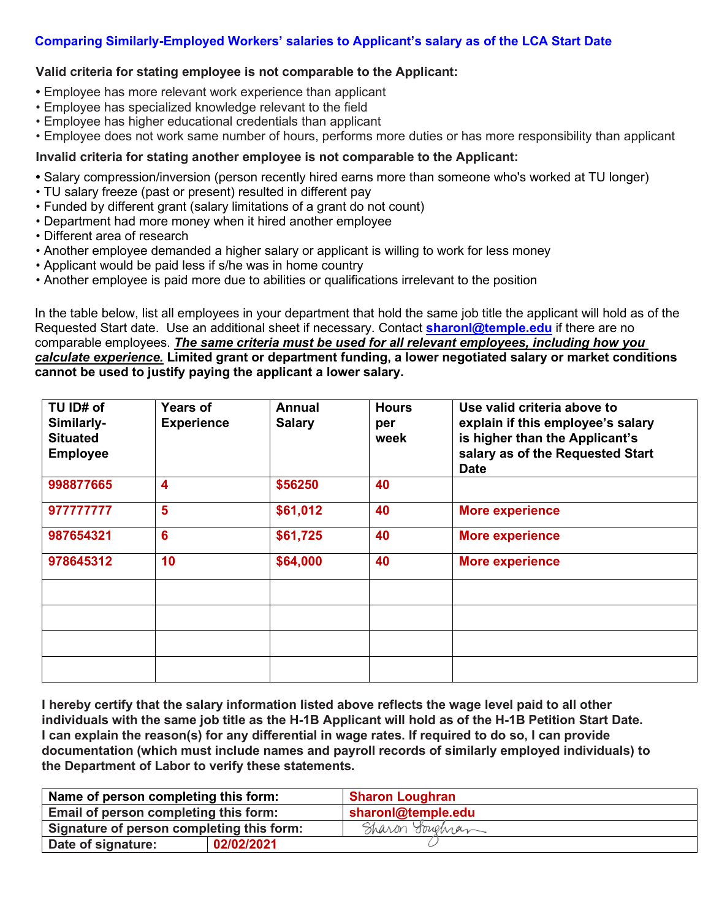## Comparing Similarly-Employed Workers' salaries to Applicant's salary as of the LCA Start Date

**Valid criteria for stating employee is not comparable to the Applicant:**

- Employee has more relevant work experience than applicant
- Employee has specialized knowledge relevant to the field
- Employee has higher educational credentials than applicant
- Employee does not work same number of hours, performs more duties or has more responsibility than applicant

**Invalid criteria for stating another employee is not comparable to the Applicant:**

- Salary compression/inversion (person recently hired earns more than someone who's worked at TU longer)
- TU salary freeze (past or present) resulted in different pay
- Funded by different grant (salary limitations of a grant do not count)
- Department had more money when it hired another employee
- Different area of research
- Another employee demanded a higher salary or applicant is willing to work for less money
- Applicant would be paid less if s/he was in home country
- Another employee is paid more due to abilities or qualifications irrelevant to the position

In the table below, list all employees in your department that hold the same job title the applicant will hold as of the Requested Start date. Use an additional sheet if necessary. Contact sharonl@temple.edu if there are no comparable employees. ***The same criteria must be used for all relevant employees, including how you calculate experience.*** **Limited grant or department funding, a lower negotiated salary or market conditions cannot be used to justify paying the applicant a lower salary.**

| TU ID# of Similarly-Situated Employee | Years of Experience | Annual Salary | Hours per week | Use valid criteria above to explain if this employee's salary is higher than the Applicant's salary as of the Requested Start Date |
|---|---|---|---|---|
| 998877665 | 4 | $56250 | 40 | |
| 977777777 | 5 | $61,012 | 40 | More experience |
| 987654321 | 6 | $61,725 | 40 | More experience |
| 978645312 | 10 | $64,000 | 40 | More experience |
| | | | | |
| | | | | |
| | | | | |
| | | | | |

**I hereby certify that the salary information listed above reflects the wage level paid to all other individuals with the same job title as the H-1B Applicant will hold as of the H-1B Petition Start Date. I can explain the reason(s) for any differential in wage rates. If required to do so, I can provide documentation (which must include names and payroll records of similarly employed individuals) to the Department of Labor to verify these statements.**

| | |
|---|---|
| **Name of person completing this form:** | Sharon Loughran |
| **Email of person completing this form:** | sharonl@temple.edu |
| **Signature of person completing this form:** | Sharon Loughran |
| **Date of signature:** | 02/02/2021 |